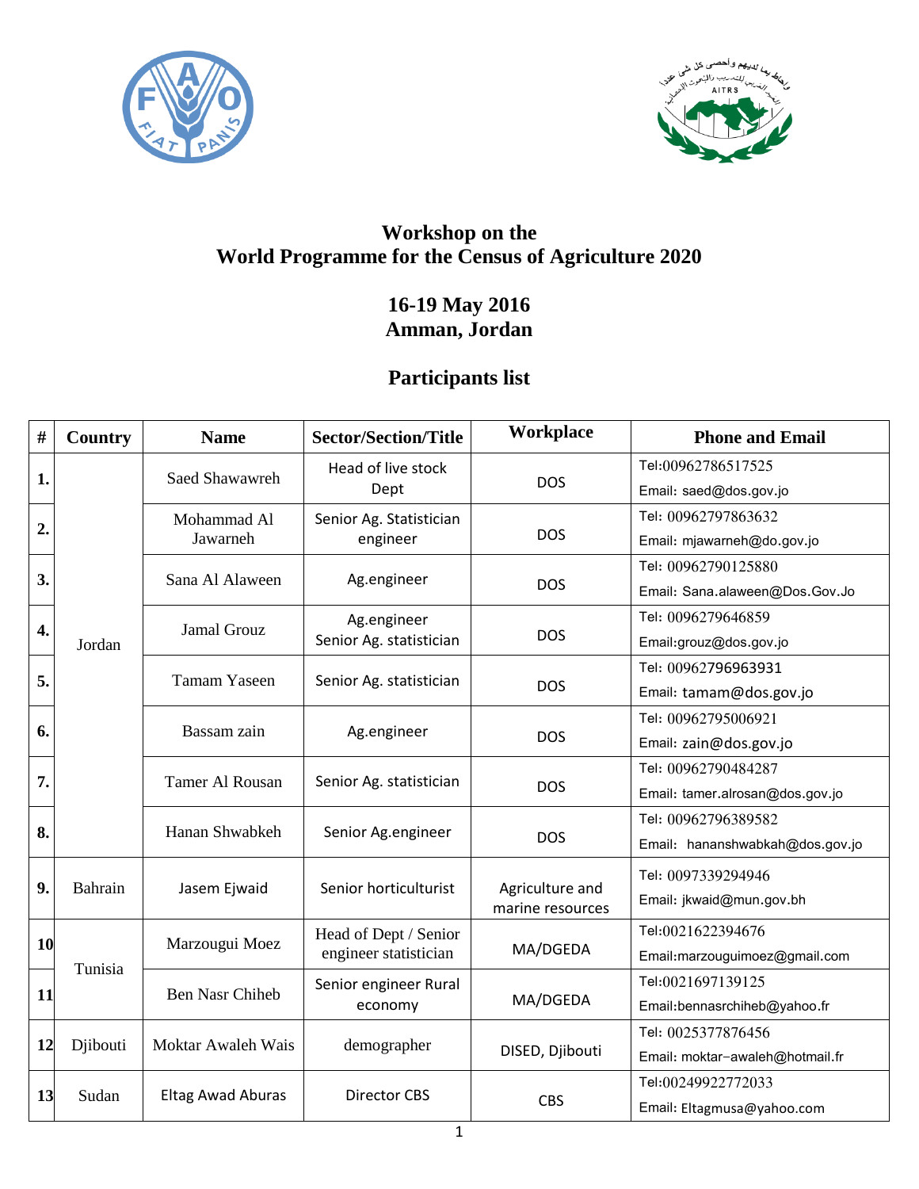# Workshop on the World Programme for the Census of Agriculture 2020

## 16-19 May 2016
## Amman, Jordan

## Participants list

| # | Country | Name | Sector/Section/Title | Workplace | Phone and Email |
|---|---|---|---|---|---|
| 1. | Jordan | Saed Shawawreh | Head of live stock Dept | DOS | Tel:00962786517525<br>Email: saed@dos.gov.jo |
| 2. | | Mohammad Al Jawarneh | Senior Ag. Statistician engineer | DOS | Tel: 00962797863632<br>Email: mjawarneh@do.gov.jo |
| 3. | | Sana Al Alaween | Ag.engineer | DOS | Tel: 00962790125880<br>Email: Sana.alaween@Dos.Gov.Jo |
| 4. | | Jamal Grouz | Ag.engineer Senior Ag. statistician | DOS | Tel: 0096279646859<br>Email:grouz@dos.gov.jo |
| 5. | | Tamam Yaseen | Senior Ag. statistician | DOS | Tel: 00962796963931<br>Email: tamam@dos.gov.jo |
| 6. | | Bassam zain | Ag.engineer | DOS | Tel: 00962795006921<br>Email: zain@dos.gov.jo |
| 7. | | Tamer Al Rousan | Senior Ag. statistician | DOS | Tel: 00962790484287<br>Email: tamer.alrosan@dos.gov.jo |
| 8. | | Hanan Shwabkeh | Senior Ag.engineer | DOS | Tel: 00962796389582<br>Email: hananshwabkah@dos.gov.jo |
| 9. | Bahrain | Jasem Ejwaid | Senior horticulturist | Agriculture and marine resources | Tel: 0097339294946<br>Email: jkwaid@mun.gov.bh |
| 10 | Tunisia | Marzougui Moez | Head of Dept / Senior engineer statistician | MA/DGEDA | Tel:0021622394676<br>Email:marzouguimoez@gmail.com |
| 11 | | Ben Nasr Chiheb | Senior engineer Rural economy | MA/DGEDA | Tel:0021697139125<br>Email:bennasrchiheb@yahoo.fr |
| 12 | Djibouti | Moktar Awaleh Wais | demographer | DISED, Djibouti | Tel: 0025377876456<br>Email: moktar-awaleh@hotmail.fr |
| 13 | Sudan | Eltag Awad Aburas | Director CBS | CBS | Tel:00249922772033<br>Email: Eltagmusa@yahoo.com |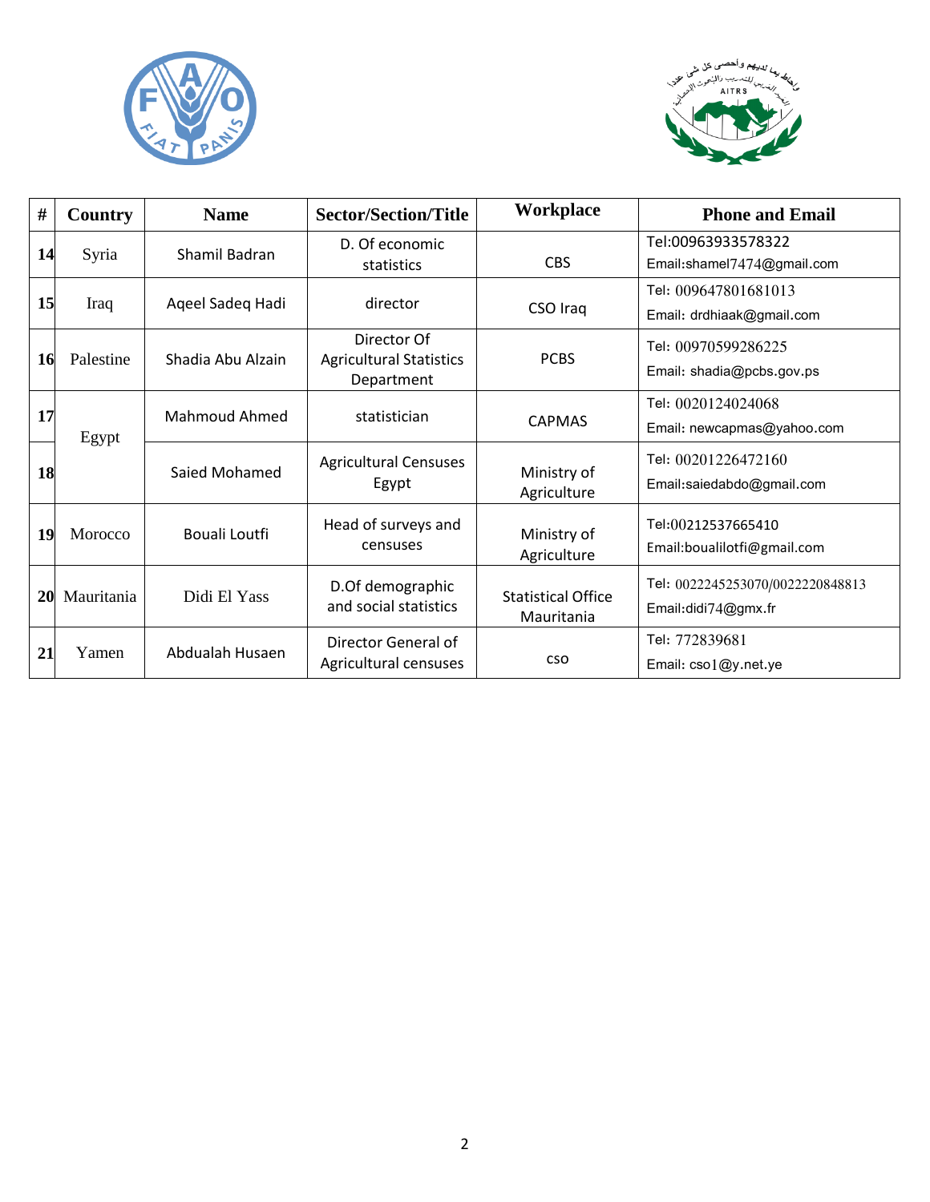| # | Country | Name | Sector/Section/Title | Workplace | Phone and Email |
|---|---|---|---|---|---|
| 14 | Syria | Shamil Badran | D. Of economic statistics | CBS | Tel:00963933578322<br>Email:shamel7474@gmail.com |
| 15 | Iraq | Aqeel Sadeq Hadi | director | CSO Iraq | Tel: 009647801681013<br>Email: drdhiaak@gmail.com |
| 16 | Palestine | Shadia Abu Alzain | Director Of Agricultural Statistics Department | PCBS | Tel: 00970599286225<br>Email: shadia@pcbs.gov.ps |
| 17 | Egypt | Mahmoud Ahmed | statistician | CAPMAS | Tel: 0020124024068<br>Email: newcapmas@yahoo.com |
| 18 | | Saied Mohamed | Agricultural Censuses Egypt | Ministry of Agriculture | Tel: 00201226472160<br>Email:saiedabdo@gmail.com |
| 19 | Morocco | Bouali Loutfi | Head of surveys and censuses | Ministry of Agriculture | Tel:00212537665410<br>Email:boualilotfi@gmail.com |
| 20 | Mauritania | Didi El Yass | D.Of demographic and social statistics | Statistical Office Mauritania | Tel: 0022245253070/0022220848813<br>Email:didi74@gmx.fr |
| 21 | Yamen | Abdualah Husaen | Director General of Agricultural censuses | cso | Tel: 772839681<br>Email: cso1@y.net.ye |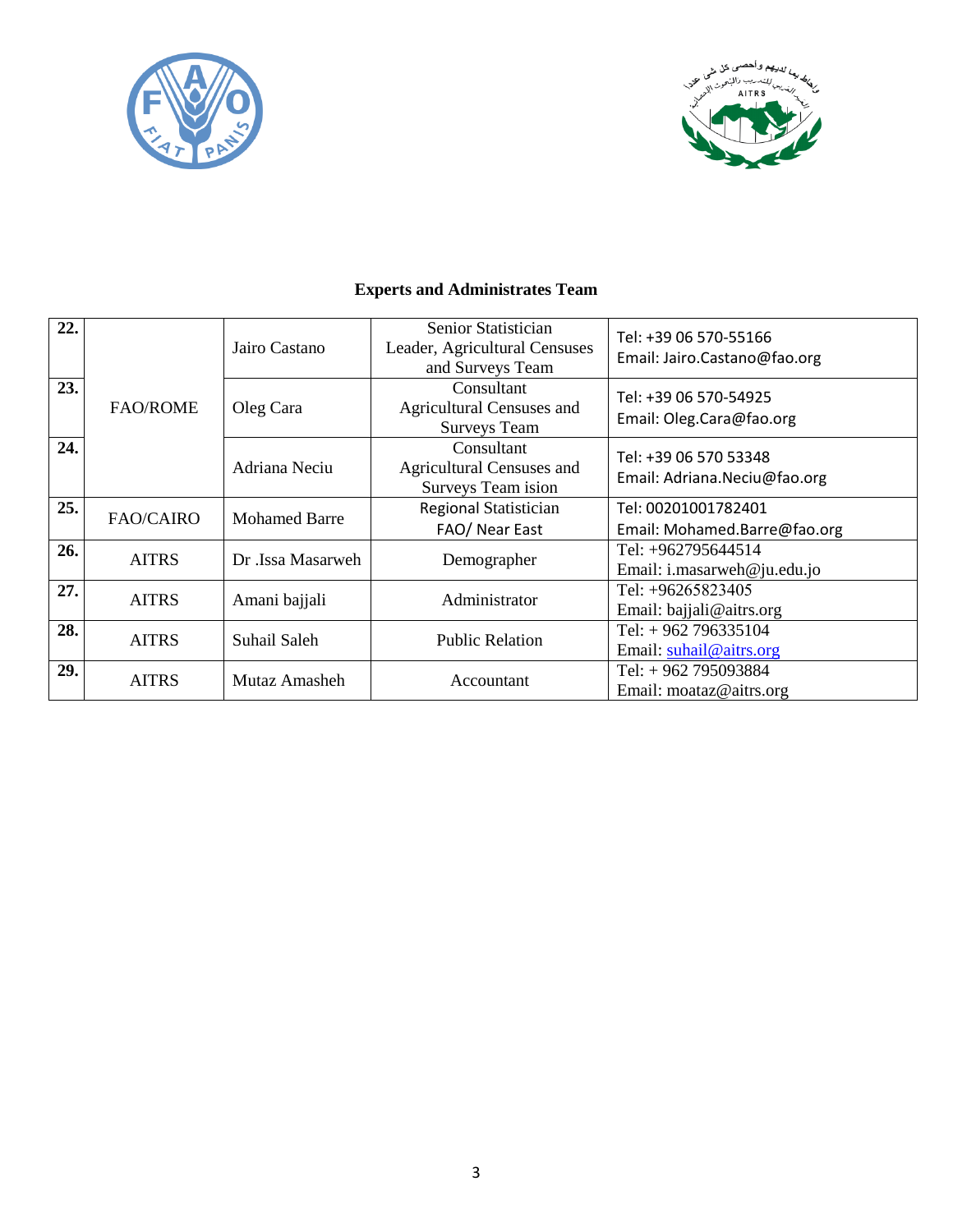## Experts and Administrates Team

| | | | | |
|---|---|---|---|---|
| **22.** | FAO/ROME | Jairo Castano | Senior Statistician Leader, Agricultural Censuses and Surveys Team | Tel: +39 06 570-55166<br>Email: Jairo.Castano@fao.org |
| **23.** | | Oleg Cara | Consultant Agricultural Censuses and Surveys Team | Tel: +39 06 570-54925<br>Email: Oleg.Cara@fao.org |
| **24.** | | Adriana Neciu | Consultant Agricultural Censuses and Surveys Team ision | Tel: +39 06 570 53348<br>Email: Adriana.Neciu@fao.org |
| **25.** | FAO/CAIRO | Mohamed Barre | Regional Statistician FAO/ Near East | Tel: 00201001782401<br>Email: Mohamed.Barre@fao.org |
| **26.** | AITRS | Dr .Issa Masarweh | Demographer | Tel: +962795644514<br>Email: i.masarweh@ju.edu.jo |
| **27.** | AITRS | Amani bajjali | Administrator | Tel: +96265823405<br>Email: bajjali@aitrs.org |
| **28.** | AITRS | Suhail Saleh | Public Relation | Tel: + 962 796335104<br>Email: suhail@aitrs.org |
| **29.** | AITRS | Mutaz Amasheh | Accountant | Tel: + 962 795093884<br>Email: moataz@aitrs.org |